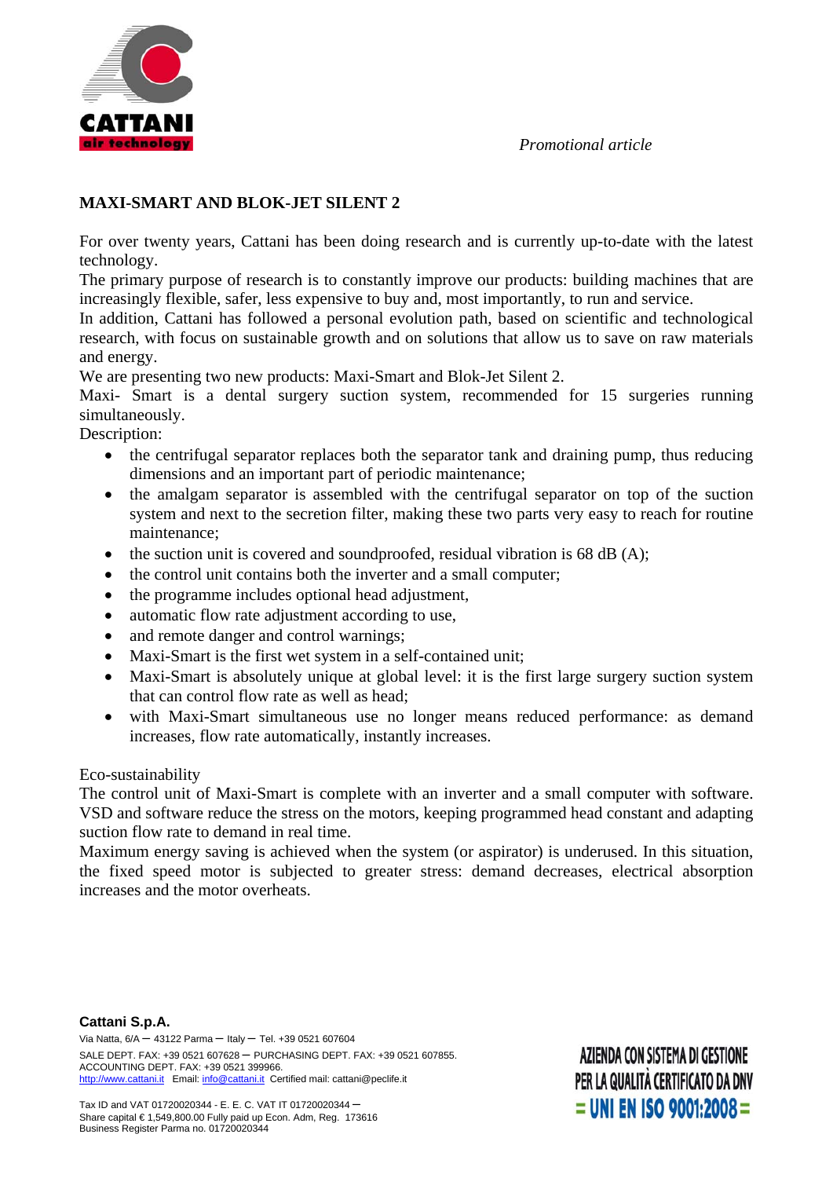CATTANI
air technology

*Promotional article*

**MAXI-SMART AND BLOK-JET SILENT 2**

For over twenty years, Cattani has been doing research and is currently up-to-date with the latest technology.
The primary purpose of research is to constantly improve our products: building machines that are increasingly flexible, safer, less expensive to buy and, most importantly, to run and service.
In addition, Cattani has followed a personal evolution path, based on scientific and technological research, with focus on sustainable growth and on solutions that allow us to save on raw materials and energy.
We are presenting two new products: Maxi-Smart and Blok-Jet Silent 2.
Maxi- Smart is a dental surgery suction system, recommended for 15 surgeries running simultaneously.
Description:

- the centrifugal separator replaces both the separator tank and draining pump, thus reducing dimensions and an important part of periodic maintenance;
- the amalgam separator is assembled with the centrifugal separator on top of the suction system and next to the secretion filter, making these two parts very easy to reach for routine maintenance;
- the suction unit is covered and soundproofed, residual vibration is 68 dB (A);
- the control unit contains both the inverter and a small computer;
- the programme includes optional head adjustment,
- automatic flow rate adjustment according to use,
- and remote danger and control warnings;
- Maxi-Smart is the first wet system in a self-contained unit;
- Maxi-Smart is absolutely unique at global level: it is the first large surgery suction system that can control flow rate as well as head;
- with Maxi-Smart simultaneous use no longer means reduced performance: as demand increases, flow rate automatically, instantly increases.

Eco-sustainability
The control unit of Maxi-Smart is complete with an inverter and a small computer with software. VSD and software reduce the stress on the motors, keeping programmed head constant and adapting suction flow rate to demand in real time.
Maximum energy saving is achieved when the system (or aspirator) is underused. In this situation, the fixed speed motor is subjected to greater stress: demand decreases, electrical absorption increases and the motor overheats.

**Cattani S.p.A.**
Via Natta, 6/A – 43122 Parma – Italy – Tel. +39 0521 607604
SALE DEPT. FAX: +39 0521 607628 – PURCHASING DEPT. FAX: +39 0521 607855.
ACCOUNTING DEPT. FAX: +39 0521 399966.
http://www.cattani.it Email: info@cattani.it Certified mail: cattani@peclife.it

Tax ID and VAT 01720020344 - E. E. C. VAT IT 01720020344 –
Share capital € 1,549,800.00 Fully paid up Econ. Adm, Reg. 173616
Business Register Parma no. 01720020344

AZIENDA CON SISTEMA DI GESTIONE PER LA QUALITÀ CERTIFICATO DA DNV
= UNI EN ISO 9001:2008 =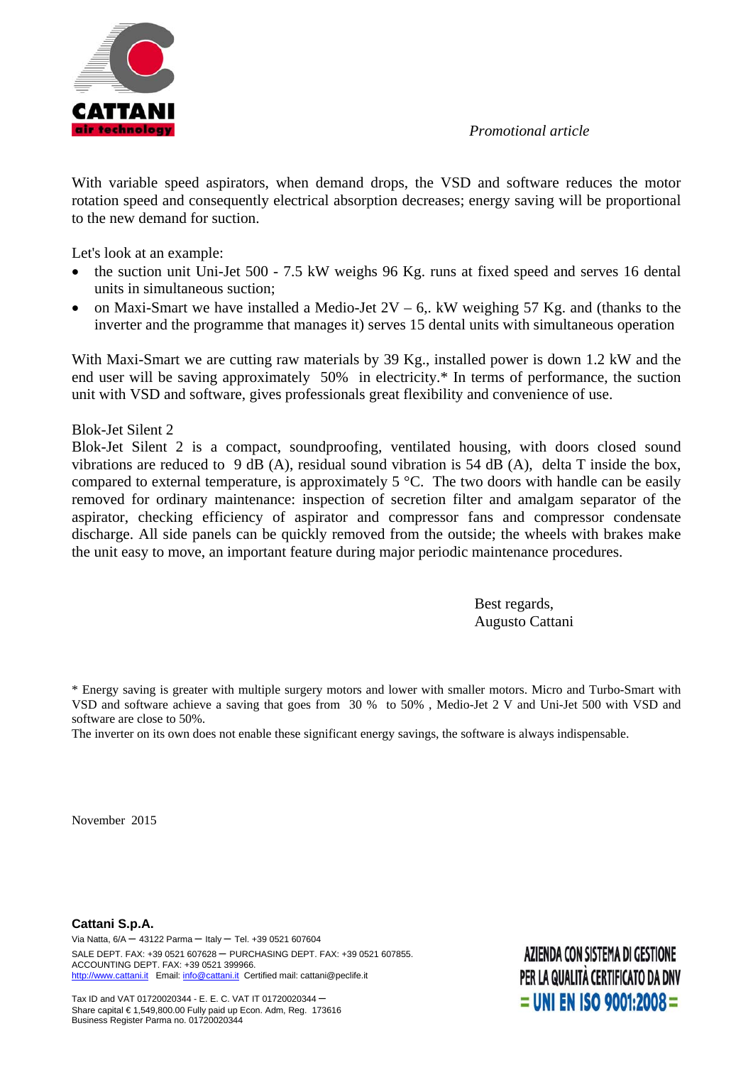*Promotional article*

With variable speed aspirators, when demand drops, the VSD and software reduces the motor rotation speed and consequently electrical absorption decreases; energy saving will be proportional to the new demand for suction.

Let's look at an example:

- the suction unit Uni-Jet 500 - 7.5 kW weighs 96 Kg. runs at fixed speed and serves 16 dental units in simultaneous suction;
- on Maxi-Smart we have installed a Medio-Jet 2V – 6,. kW weighing 57 Kg. and (thanks to the inverter and the programme that manages it) serves 15 dental units with simultaneous operation

With Maxi-Smart we are cutting raw materials by 39 Kg., installed power is down 1.2 kW and the end user will be saving approximately 50% in electricity.* In terms of performance, the suction unit with VSD and software, gives professionals great flexibility and convenience of use.

Blok-Jet Silent 2

Blok-Jet Silent 2 is a compact, soundproofing, ventilated housing, with doors closed sound vibrations are reduced to 9 dB (A), residual sound vibration is 54 dB (A), delta T inside the box, compared to external temperature, is approximately 5 °C. The two doors with handle can be easily removed for ordinary maintenance: inspection of secretion filter and amalgam separator of the aspirator, checking efficiency of aspirator and compressor fans and compressor condensate discharge. All side panels can be quickly removed from the outside; the wheels with brakes make the unit easy to move, an important feature during major periodic maintenance procedures.

Best regards,
Augusto Cattani

* Energy saving is greater with multiple surgery motors and lower with smaller motors. Micro and Turbo-Smart with VSD and software achieve a saving that goes from 30 % to 50% , Medio-Jet 2 V and Uni-Jet 500 with VSD and software are close to 50%.
The inverter on its own does not enable these significant energy savings, the software is always indispensable.

November 2015

**Cattani S.p.A.**
Via Natta, 6/A – 43122 Parma – Italy – Tel. +39 0521 607604
SALE DEPT. FAX: +39 0521 607628 – PURCHASING DEPT. FAX: +39 0521 607855.
ACCOUNTING DEPT. FAX: +39 0521 399966.
http://www.cattani.it Email: info@cattani.it Certified mail: cattani@peclife.it

Tax ID and VAT 01720020344 - E. E. C. VAT IT 01720020344 –
Share capital € 1,549,800.00 Fully paid up Econ. Adm, Reg. 173616
Business Register Parma no. 01720020344

AZIENDA CON SISTEMA DI GESTIONE PER LA QUALITÀ CERTIFICATO DA DNV
= UNI EN ISO 9001:2008 =